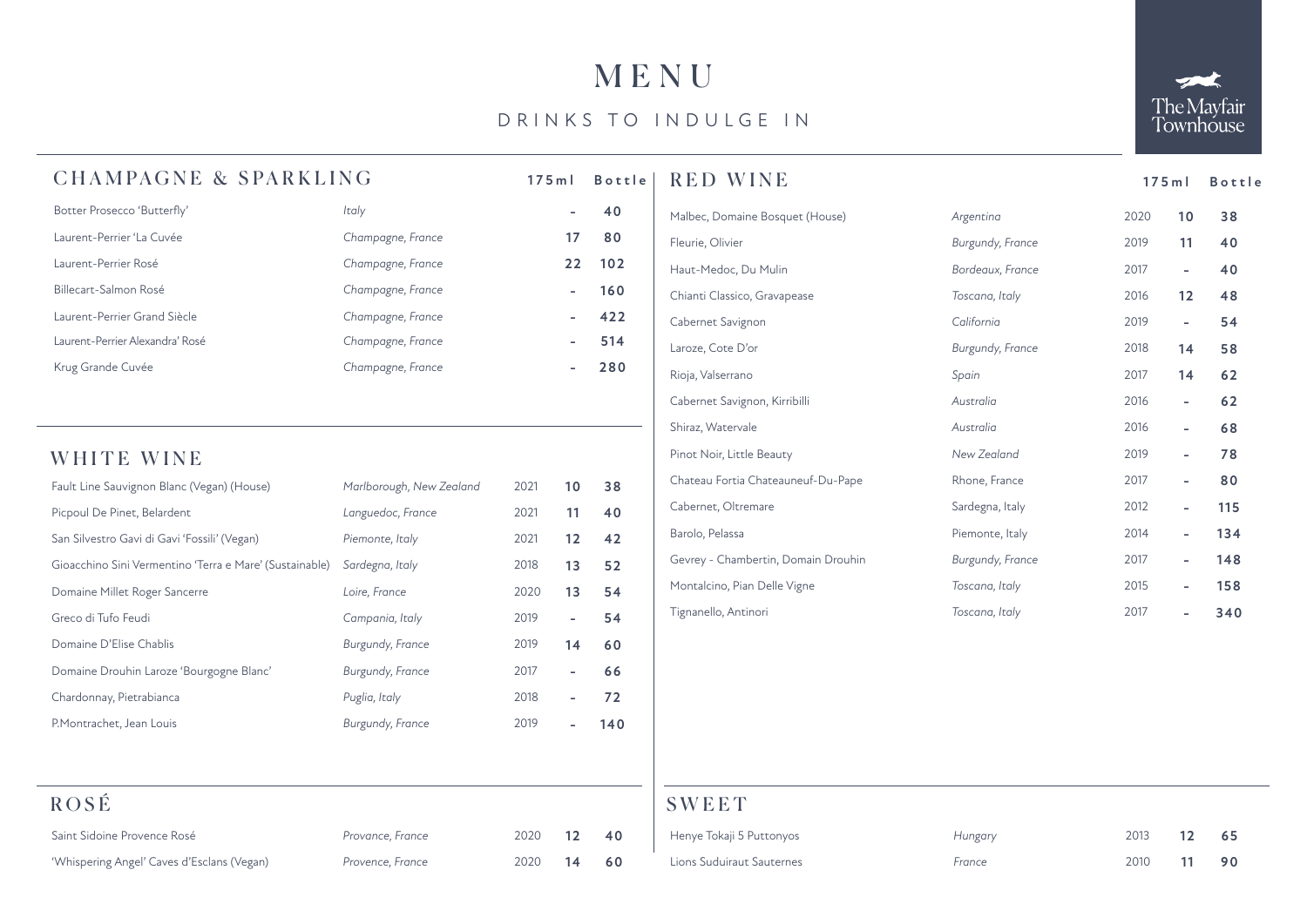# MENU

## DRINKS TO INDULGE IN

The Mayfair Townhouse

## CHAMPAGNE & SPARKLING

| | | 175ml | Bottle |
|---|---|---|---|
| Botter Prosecco 'Butterfly' | *Italy* | - | 40 |
| Laurent-Perrier 'La Cuvée | *Champagne, France* | 17 | 80 |
| Laurent-Perrier Rosé | *Champagne, France* | 22 | 102 |
| Billecart-Salmon Rosé | *Champagne, France* | - | 160 |
| Laurent-Perrier Grand Siècle | *Champagne, France* | - | 422 |
| Laurent-Perrier Alexandra' Rosé | *Champagne, France* | - | 514 |
| Krug Grande Cuvée | *Champagne, France* | - | 280 |

## WHITE WINE

| | | | 175ml | Bottle |
|---|---|---|---|---|
| Fault Line Sauvignon Blanc (Vegan) (House) | *Marlborough, New Zealand* | 2021 | 10 | 38 |
| Picpoul De Pinet, Belardent | *Languedoc, France* | 2021 | 11 | 40 |
| San Silvestro Gavi di Gavi 'Fossili' (Vegan) | *Piemonte, Italy* | 2021 | 12 | 42 |
| Gioacchino Sini Vermentino 'Terra e Mare' (Sustainable) | *Sardegna, Italy* | 2018 | 13 | 52 |
| Domaine Millet Roger Sancerre | *Loire, France* | 2020 | 13 | 54 |
| Greco di Tufo Feudi | *Campania, Italy* | 2019 | - | 54 |
| Domaine D'Elise Chablis | *Burgundy, France* | 2019 | 14 | 60 |
| Domaine Drouhin Laroze 'Bourgogne Blanc' | *Burgundy, France* | 2017 | - | 66 |
| Chardonnay, Pietrabianca | *Puglia, Italy* | 2018 | - | 72 |
| P.Montrachet, Jean Louis | *Burgundy, France* | 2019 | - | 140 |

## ROSÉ

| | | | 175ml | Bottle |
|---|---|---|---|---|
| Saint Sidoine Provence Rosé | *Provance, France* | 2020 | 12 | 40 |
| 'Whispering Angel' Caves d'Esclans (Vegan) | *Provence, France* | 2020 | 14 | 60 |

## RED WINE

| | | | 175ml | Bottle |
|---|---|---|---|---|
| Malbec, Domaine Bosquet (House) | *Argentina* | 2020 | 10 | 38 |
| Fleurie, Olivier | *Burgundy, France* | 2019 | 11 | 40 |
| Haut-Medoc, Du Mulin | *Bordeaux, France* | 2017 | - | 40 |
| Chianti Classico, Gravapease | *Toscana, Italy* | 2016 | 12 | 48 |
| Cabernet Savignon | *California* | 2019 | - | 54 |
| Laroze, Cote D'or | *Burgundy, France* | 2018 | 14 | 58 |
| Rioja, Valserrano | *Spain* | 2017 | 14 | 62 |
| Cabernet Savignon, Kirribilli | *Australia* | 2016 | - | 62 |
| Shiraz, Watervale | *Australia* | 2016 | - | 68 |
| Pinot Noir, Little Beauty | *New Zealand* | 2019 | - | 78 |
| Chateau Fortia Chateauneuf-Du-Pape | Rhone, France | 2017 | - | 80 |
| Cabernet, Oltremare | Sardegna, Italy | 2012 | - | 115 |
| Barolo, Pelassa | Piemonte, Italy | 2014 | - | 134 |
| Gevrey - Chambertin, Domain Drouhin | *Burgundy, France* | 2017 | - | 148 |
| Montalcino, Pian Delle Vigne | *Toscana, Italy* | 2015 | - | 158 |
| Tignanello, Antinori | *Toscana, Italy* | 2017 | - | 340 |

## SWEET

| | | | 175ml | Bottle |
|---|---|---|---|---|
| Henye Tokaji 5 Puttonyos | *Hungary* | 2013 | 12 | 65 |
| Lions Suduiraut Sauternes | *France* | 2010 | 11 | 90 |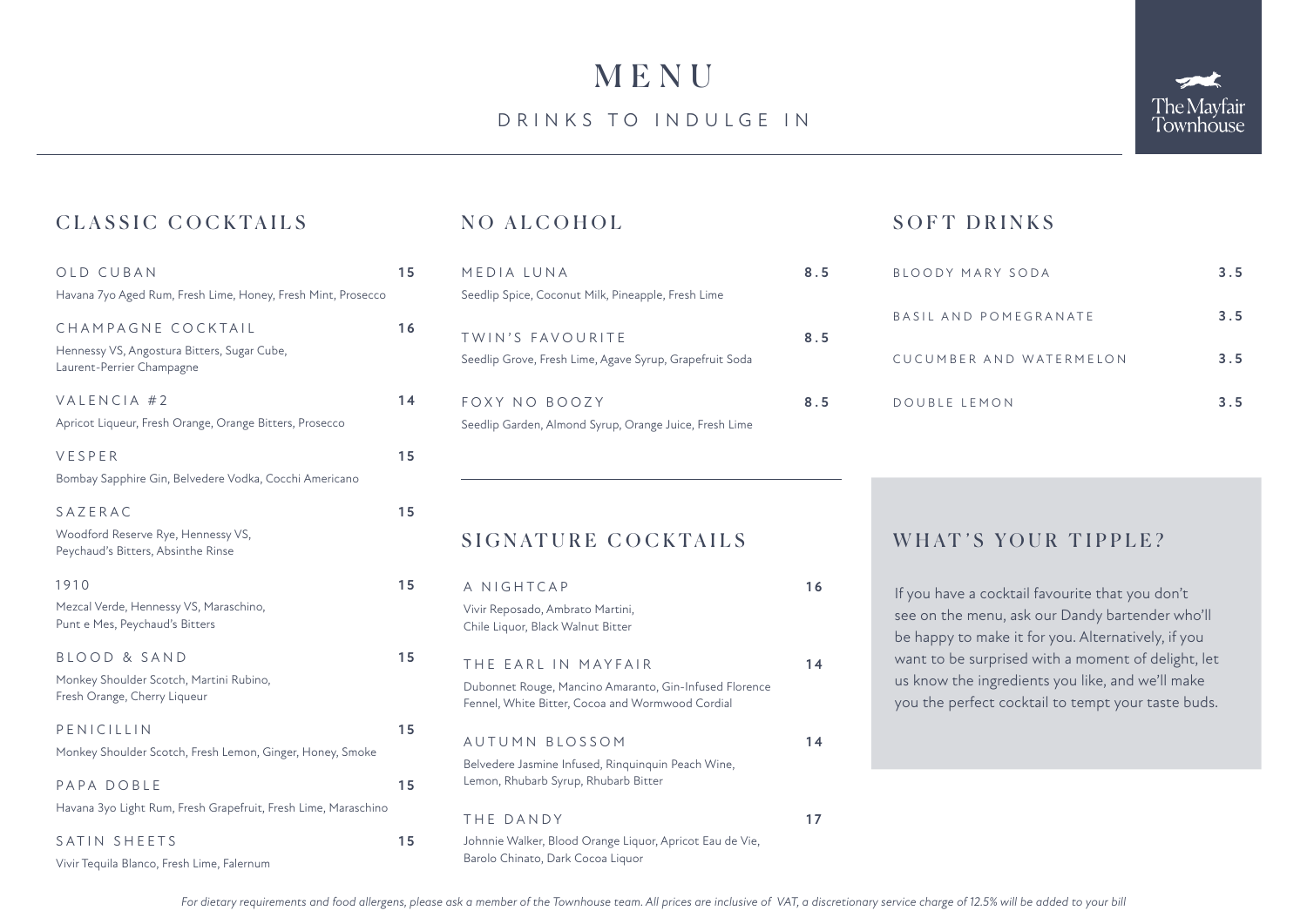# MENU

## DRINKS TO INDULGE IN

The Mayfair Townhouse

## CLASSIC COCKTAILS

**OLD CUBAN** — 15
Havana 7yo Aged Rum, Fresh Lime, Honey, Fresh Mint, Prosecco

**CHAMPAGNE COCKTAIL** — 16
Hennessy VS, Angostura Bitters, Sugar Cube, Laurent-Perrier Champagne

**VALENCIA #2** — 14
Apricot Liqueur, Fresh Orange, Orange Bitters, Prosecco

**VESPER** — 15
Bombay Sapphire Gin, Belvedere Vodka, Cocchi Americano

**SAZERAC** — 15
Woodford Reserve Rye, Hennessy VS, Peychaud's Bitters, Absinthe Rinse

**1910** — 15
Mezcal Verde, Hennessy VS, Maraschino, Punt e Mes, Peychaud's Bitters

**BLOOD & SAND** — 15
Monkey Shoulder Scotch, Martini Rubino, Fresh Orange, Cherry Liqueur

**PENICILLIN** — 15
Monkey Shoulder Scotch, Fresh Lemon, Ginger, Honey, Smoke

**PAPA DOBLE** — 15
Havana 3yo Light Rum, Fresh Grapefruit, Fresh Lime, Maraschino

**SATIN SHEETS** — 15
Vivir Tequila Blanco, Fresh Lime, Falernum

## NO ALCOHOL

**MEDIA LUNA** — 8.5
Seedlip Spice, Coconut Milk, Pineapple, Fresh Lime

**TWIN'S FAVOURITE** — 8.5
Seedlip Grove, Fresh Lime, Agave Syrup, Grapefruit Soda

**FOXY NO BOOZY** — 8.5
Seedlip Garden, Almond Syrup, Orange Juice, Fresh Lime

## SIGNATURE COCKTAILS

**A NIGHTCAP** — 16
Vivir Reposado, Ambrato Martini, Chile Liquor, Black Walnut Bitter

**THE EARL IN MAYFAIR** — 14
Dubonnet Rouge, Mancino Amaranto, Gin-Infused Florence Fennel, White Bitter, Cocoa and Wormwood Cordial

**AUTUMN BLOSSOM** — 14
Belvedere Jasmine Infused, Rinquinquin Peach Wine, Lemon, Rhubarb Syrup, Rhubarb Bitter

**THE DANDY** — 17
Johnnie Walker, Blood Orange Liquor, Apricot Eau de Vie, Barolo Chinato, Dark Cocoa Liquor

## SOFT DRINKS

| | |
|---|---|
| BLOODY MARY SODA | 3.5 |
| BASIL AND POMEGRANATE | 3.5 |
| CUCUMBER AND WATERMELON | 3.5 |
| DOUBLE LEMON | 3.5 |

## WHAT'S YOUR TIPPLE?

If you have a cocktail favourite that you don't see on the menu, ask our Dandy bartender who'll be happy to make it for you. Alternatively, if you want to be surprised with a moment of delight, let us know the ingredients you like, and we'll make you the perfect cocktail to tempt your taste buds.

*For dietary requirements and food allergens, please ask a member of the Townhouse team. All prices are inclusive of VAT, a discretionary service charge of 12.5% will be added to your bill*